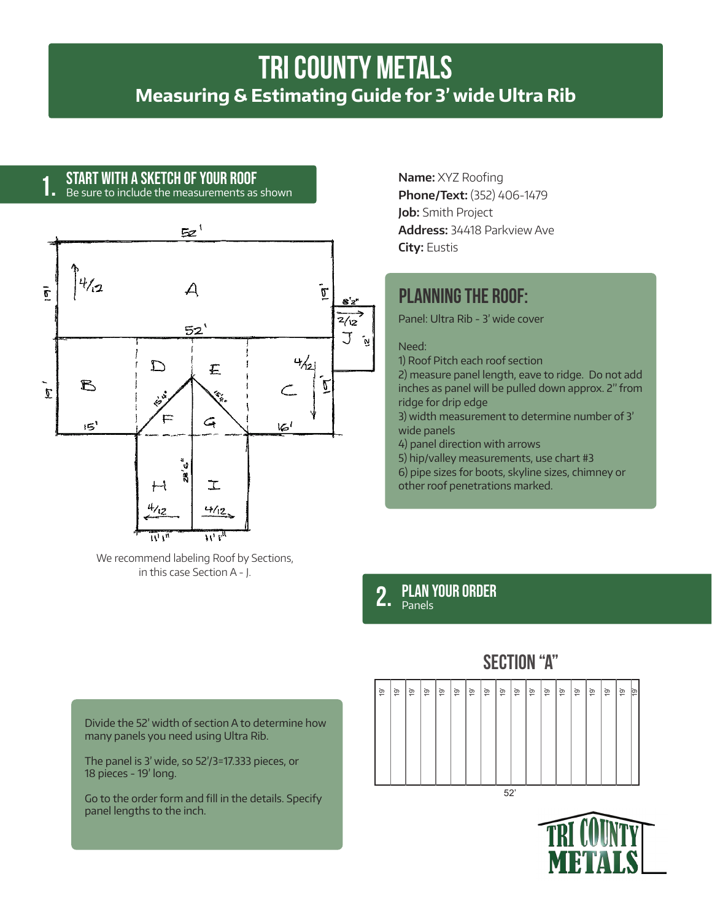# TRI COUNTY METALS

## Measuring & Estimating Guide for 3' wide Ultra Rib

## 1. START WITH A SKETCH OF YOUR ROOF

Be sure to include the measurements as shown

We recommend labeling Roof by Sections, in this case Section A - J.

**Name:** XYZ Roofing
**Phone/Text:** (352) 406-1479
**Job:** Smith Project
**Address:** 34418 Parkview Ave
**City:** Eustis

### PLANNING THE ROOF:

Panel: Ultra Rib - 3' wide cover

Need:

1) Roof Pitch each roof section
2) measure panel length, eave to ridge. Do not add inches as panel will be pulled down approx. 2" from ridge for drip edge
3) width measurement to determine number of 3' wide panels
4) panel direction with arrows
5) hip/valley measurements, use chart #3
6) pipe sizes for boots, skyline sizes, chimney or other roof penetrations marked.

## 2. PLAN YOUR ORDER

Panels

### SECTION "A"

| 19' | 19' | 19' | 19' | 19' | 19' | 19' | 19' | 19' | 19' | 19' | 19' | 19' | 19' | 19' | 19' | 19' | 19' |
|---|---|---|---|---|---|---|---|---|---|---|---|---|---|---|---|---|---|

52'

Divide the 52' width of section A to determine how many panels you need using Ultra Rib.

The panel is 3' wide, so 52'/3=17.333 pieces, or 18 pieces - 19' long.

Go to the order form and fill in the details. Specify panel lengths to the inch.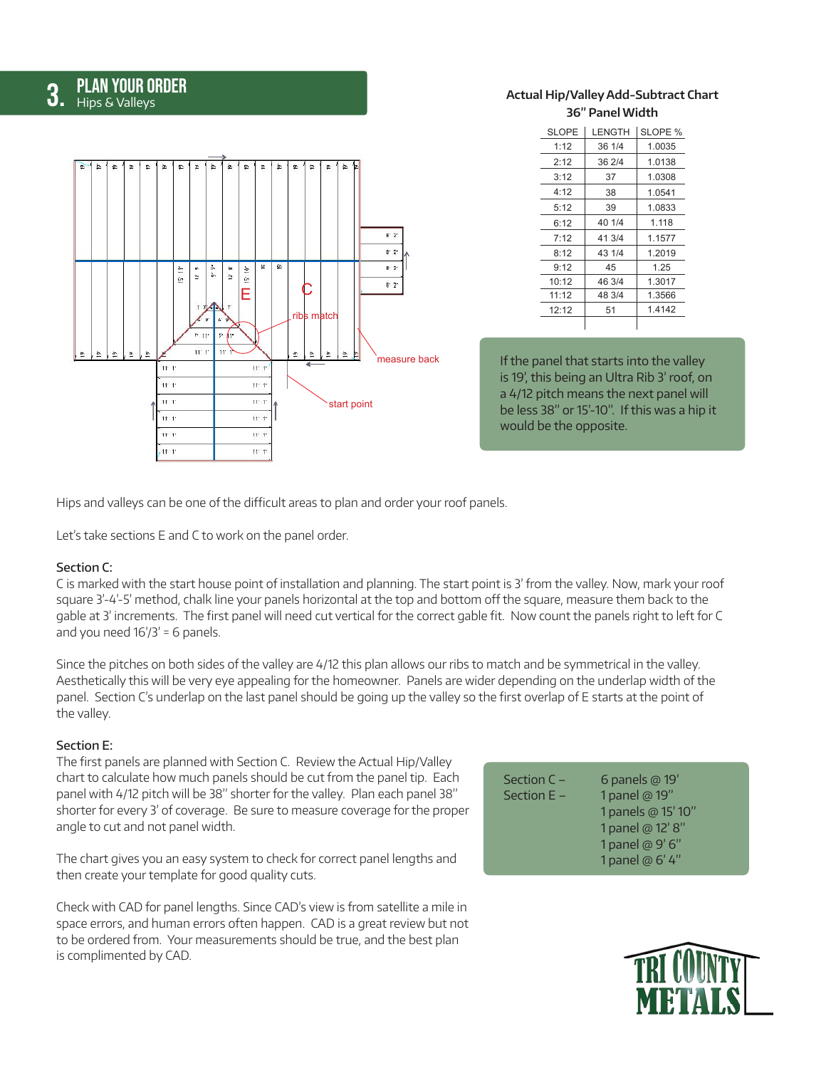## 3. PLAN YOUR ORDER
Hips & Valleys

**Actual Hip/Valley Add-Subtract Chart**
**36" Panel Width**

| SLOPE | LENGTH | SLOPE % |
|---|---|---|
| 1:12 | 36 1/4 | 1.0035 |
| 2:12 | 36 2/4 | 1.0138 |
| 3:12 | 37 | 1.0308 |
| 4:12 | 38 | 1.0541 |
| 5:12 | 39 | 1.0833 |
| 6:12 | 40 1/4 | 1.118 |
| 7:12 | 41 3/4 | 1.1577 |
| 8:12 | 43 1/4 | 1.2019 |
| 9:12 | 45 | 1.25 |
| 10:12 | 46 3/4 | 1.3017 |
| 11:12 | 48 3/4 | 1.3566 |
| 12:12 | 51 | 1.4142 |
| | | |

If the panel that starts into the valley is 19', this being an Ultra Rib 3' roof, on a 4/12 pitch means the next panel will be less 38" or 15'-10". If this was a hip it would be the opposite.

Hips and valleys can be one of the difficult areas to plan and order your roof panels.

Let's take sections E and C to work on the panel order.

**Section C:**
C is marked with the start house point of installation and planning. The start point is 3' from the valley. Now, mark your roof square 3'-4'-5' method, chalk line your panels horizontal at the top and bottom off the square, measure them back to the gable at 3' increments. The first panel will need cut vertical for the correct gable fit. Now count the panels right to left for C and you need 16'/3' = 6 panels.

Since the pitches on both sides of the valley are 4/12 this plan allows our ribs to match and be symmetrical in the valley. Aesthetically this will be very eye appealing for the homeowner. Panels are wider depending on the underlap width of the panel. Section C's underlap on the last panel should be going up the valley so the first overlap of E starts at the point of the valley.

**Section E:**
The first panels are planned with Section C. Review the Actual Hip/Valley chart to calculate how much panels should be cut from the panel tip. Each panel with 4/12 pitch will be 38" shorter for the valley. Plan each panel 38" shorter for every 3' of coverage. Be sure to measure coverage for the proper angle to cut and not panel width.

The chart gives you an easy system to check for correct panel lengths and then create your template for good quality cuts.

Check with CAD for panel lengths. Since CAD's view is from satellite a mile in space errors, and human errors often happen. CAD is a great review but not to be ordered from. Your measurements should be true, and the best plan is complimented by CAD.

| | |
|---|---|
| Section C – | 6 panels @ 19' |
| Section E – | 1 panel @ 19" |
| | 1 panels @ 15' 10" |
| | 1 panel @ 12' 8" |
| | 1 panel @ 9' 6" |
| | 1 panel @ 6' 4" |

TRI COUNTY METALS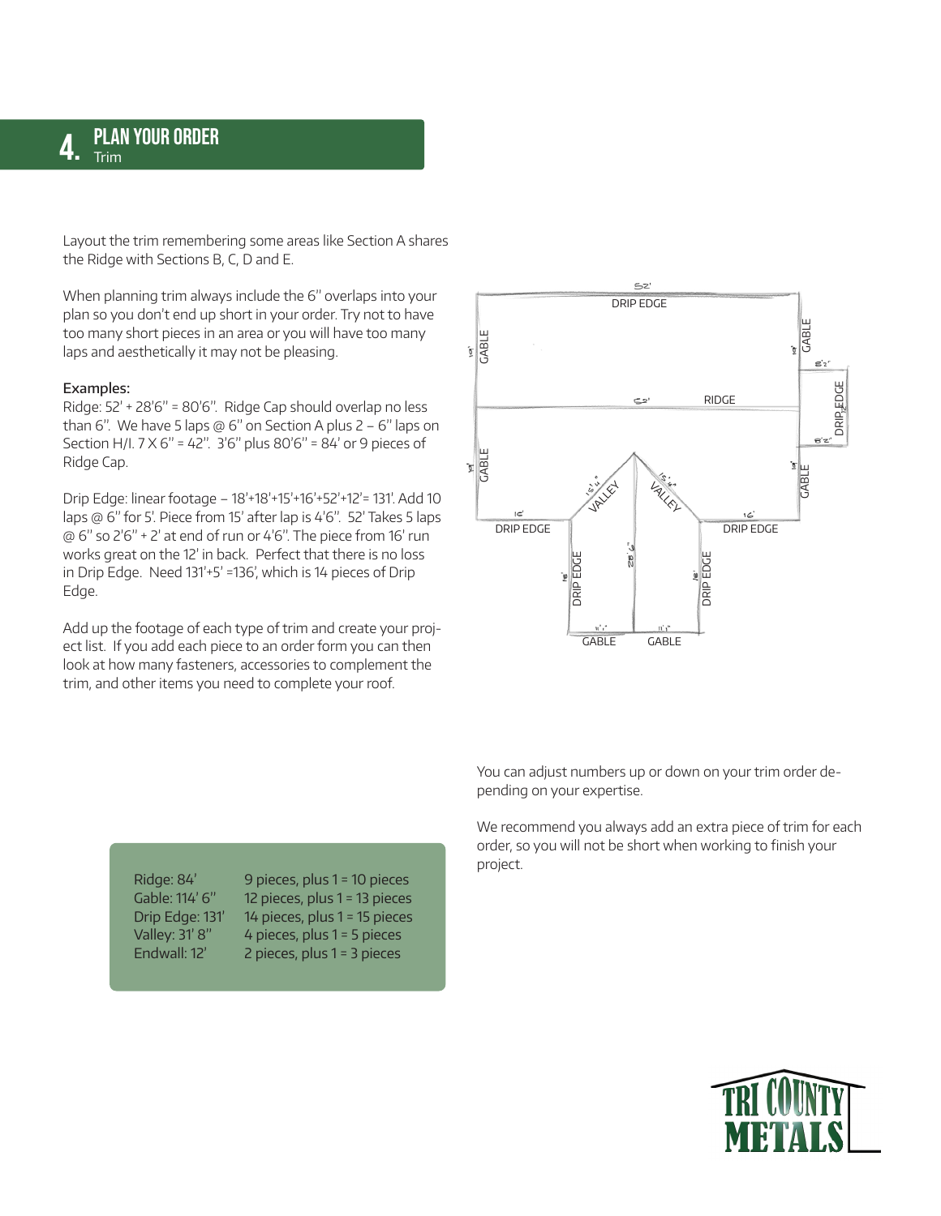# 4. PLAN YOUR ORDER
Trim

Layout the trim remembering some areas like Section A shares the Ridge with Sections B, C, D and E.

When planning trim always include the 6" overlaps into your plan so you don't end up short in your order. Try not to have too many short pieces in an area or you will have too many laps and aesthetically it may not be pleasing.

Examples:
Ridge: 52' + 28'6" = 80'6". Ridge Cap should overlap no less than 6". We have 5 laps @ 6" on Section A plus 2 – 6" laps on Section H/I. 7 X 6" = 42". 3'6" plus 80'6" = 84' or 9 pieces of Ridge Cap.

Drip Edge: linear footage – 18'+18'+15'+16'+52'+12'= 131'. Add 10 laps @ 6" for 5'. Piece from 15' after lap is 4'6". 52' Takes 5 laps @ 6" so 2'6" + 2' at end of run or 4'6". The piece from 16' run works great on the 12' in back. Perfect that there is no loss in Drip Edge. Need 131'+5' =136', which is 14 pieces of Drip Edge.

Add up the footage of each type of trim and create your project list. If you add each piece to an order form you can then look at how many fasteners, accessories to complement the trim, and other items you need to complete your roof.

52'
DRIP EDGE
GABLE
GABLE
8'2"
DRIP EDGE
8'2"
52'
RIDGE
GABLE
GABLE
VALLEY
VALLEY
16'
DRIP EDGE
16'
DRIP EDGE
DRIP EDGE
28'6"
DRIP EDGE
GABLE
GABLE

You can adjust numbers up or down on your trim order depending on your expertise.

We recommend you always add an extra piece of trim for each order, so you will not be short when working to finish your project.

| | |
|---|---|
| Ridge: 84' | 9 pieces, plus 1 = 10 pieces |
| Gable: 114' 6" | 12 pieces, plus 1 = 13 pieces |
| Drip Edge: 131' | 14 pieces, plus 1 = 15 pieces |
| Valley: 31' 8" | 4 pieces, plus 1 = 5 pieces |
| Endwall: 12' | 2 pieces, plus 1 = 3 pieces |

TRI COUNTY METALS